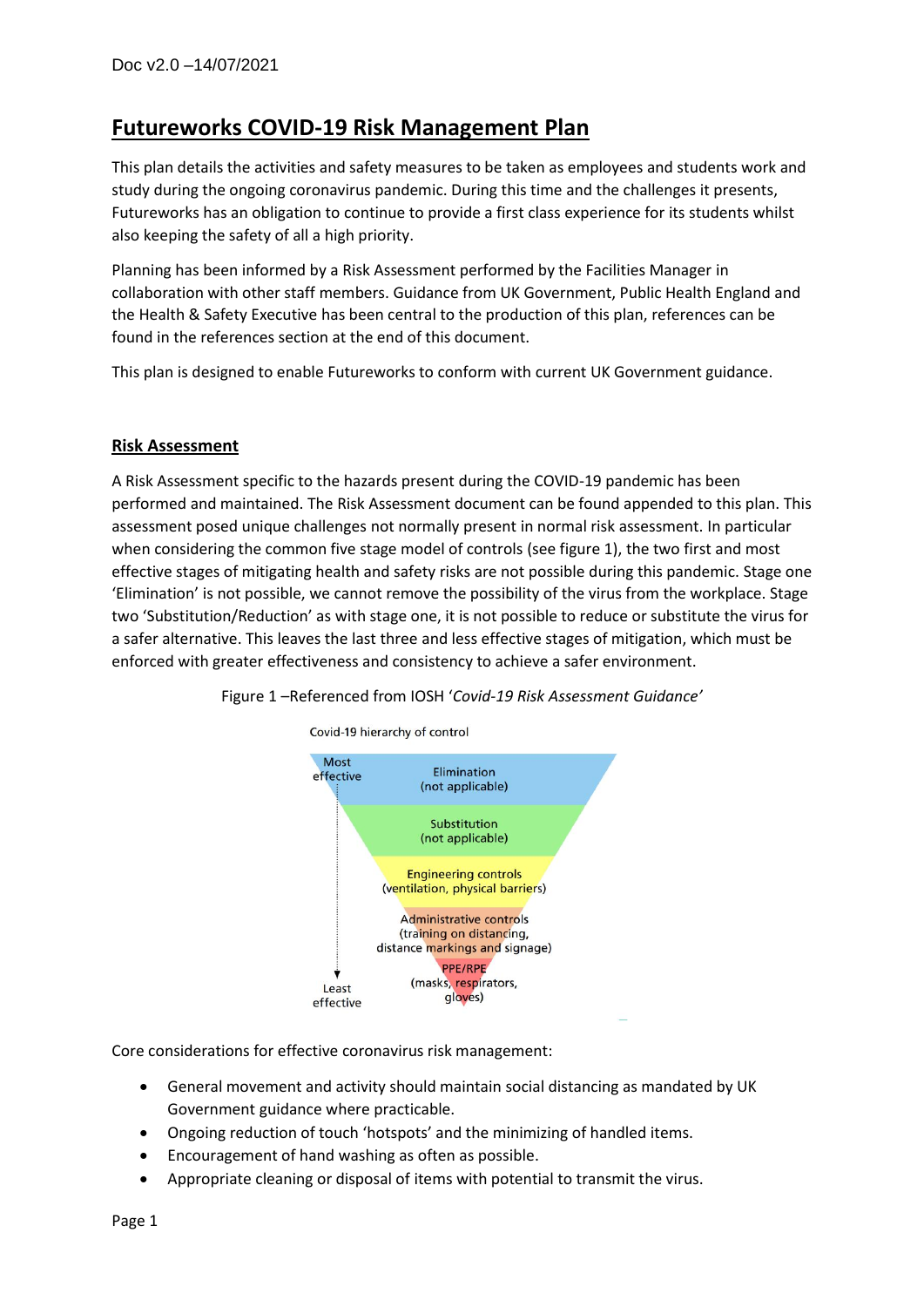# Futureworks COVID-19 Risk Management Plan

This plan details the activities and safety measures to be taken as employees and students work and study during the ongoing coronavirus pandemic. During this time and the challenges it presents, Futureworks has an obligation to continue to provide a first class experience for its students whilst also keeping the safety of all a high priority.

Planning has been informed by a Risk Assessment performed by the Facilities Manager in collaboration with other staff members. Guidance from UK Government, Public Health England and the Health & Safety Executive has been central to the production of this plan, references can be found in the references section at the end of this document.

This plan is designed to enable Futureworks to conform with current UK Government guidance.

## Risk Assessment

A Risk Assessment specific to the hazards present during the COVID-19 pandemic has been performed and maintained. The Risk Assessment document can be found appended to this plan. This assessment posed unique challenges not normally present in normal risk assessment. In particular when considering the common five stage model of controls (see figure 1), the two first and most effective stages of mitigating health and safety risks are not possible during this pandemic. Stage one 'Elimination' is not possible, we cannot remove the possibility of the virus from the workplace. Stage two 'Substitution/Reduction' as with stage one, it is not possible to reduce or substitute the virus for a safer alternative. This leaves the last three and less effective stages of mitigation, which must be enforced with greater effectiveness and consistency to achieve a safer environment.

Figure 1 –Referenced from IOSH '*Covid-19 Risk Assessment Guidance*'

Covid-19 hierarchy of control

- Most effective
- Elimination (not applicable)
- Substitution (not applicable)
- Engineering controls (ventilation, physical barriers)
- Administrative controls (training on distancing, distance markings and signage)
- PPE/RPE (masks, respirators, gloves)
- Least effective

Core considerations for effective coronavirus risk management:

- General movement and activity should maintain social distancing as mandated by UK Government guidance where practicable.
- Ongoing reduction of touch 'hotspots' and the minimizing of handled items.
- Encouragement of hand washing as often as possible.
- Appropriate cleaning or disposal of items with potential to transmit the virus.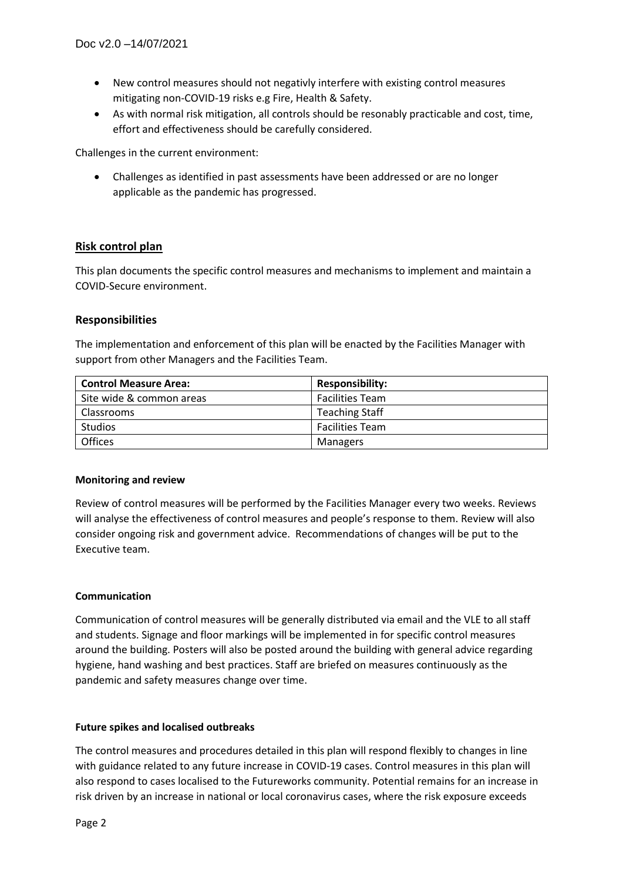- New control measures should not negativly interfere with existing control measures mitigating non-COVID-19 risks e.g Fire, Health & Safety.
- As with normal risk mitigation, all controls should be resonably practicable and cost, time, effort and effectiveness should be carefully considered.

Challenges in the current environment:

- Challenges as identified in past assessments have been addressed or are no longer applicable as the pandemic has progressed.

## Risk control plan

This plan documents the specific control measures and mechanisms to implement and maintain a COVID-Secure environment.

### Responsibilities

The implementation and enforcement of this plan will be enacted by the Facilities Manager with support from other Managers and the Facilities Team.

| Control Measure Area: | Responsibility: |
| --- | --- |
| Site wide & common areas | Facilities Team |
| Classrooms | Teaching Staff |
| Studios | Facilities Team |
| Offices | Managers |

#### Monitoring and review

Review of control measures will be performed by the Facilities Manager every two weeks. Reviews will analyse the effectiveness of control measures and people's response to them. Review will also consider ongoing risk and government advice. Recommendations of changes will be put to the Executive team.

#### Communication

Communication of control measures will be generally distributed via email and the VLE to all staff and students. Signage and floor markings will be implemented in for specific control measures around the building. Posters will also be posted around the building with general advice regarding hygiene, hand washing and best practices. Staff are briefed on measures continuously as the pandemic and safety measures change over time.

#### Future spikes and localised outbreaks

The control measures and procedures detailed in this plan will respond flexibly to changes in line with guidance related to any future increase in COVID-19 cases. Control measures in this plan will also respond to cases localised to the Futureworks community. Potential remains for an increase in risk driven by an increase in national or local coronavirus cases, where the risk exposure exceeds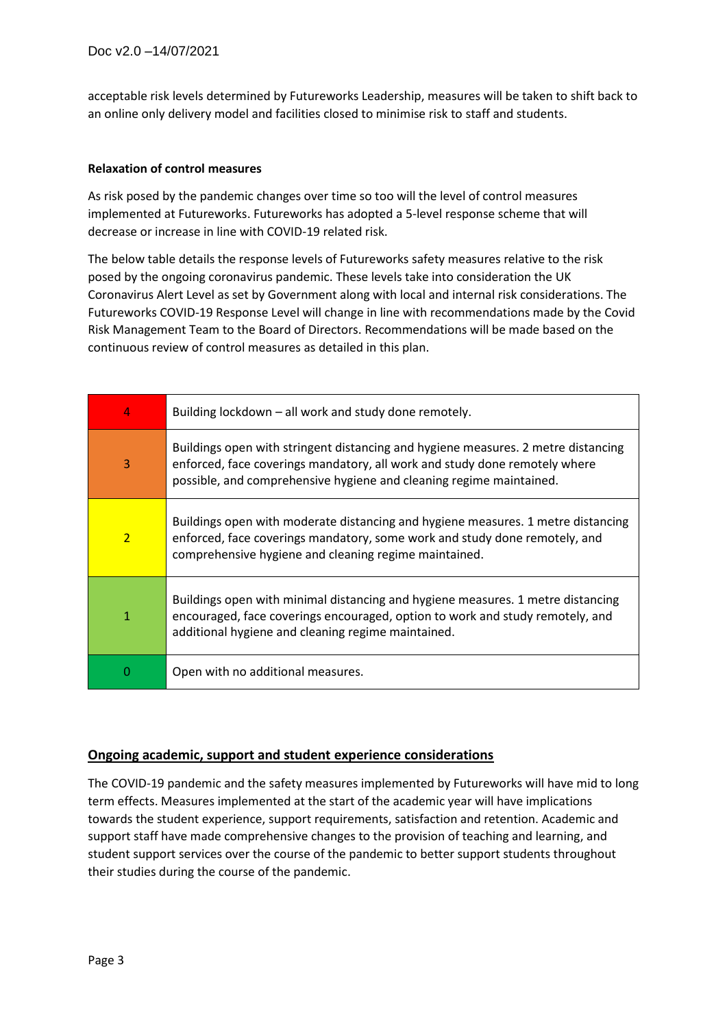acceptable risk levels determined by Futureworks Leadership, measures will be taken to shift back to an online only delivery model and facilities closed to minimise risk to staff and students.

**Relaxation of control measures**

As risk posed by the pandemic changes over time so too will the level of control measures implemented at Futureworks. Futureworks has adopted a 5-level response scheme that will decrease or increase in line with COVID-19 related risk.

The below table details the response levels of Futureworks safety measures relative to the risk posed by the ongoing coronavirus pandemic. These levels take into consideration the UK Coronavirus Alert Level as set by Government along with local and internal risk considerations. The Futureworks COVID-19 Response Level will change in line with recommendations made by the Covid Risk Management Team to the Board of Directors. Recommendations will be made based on the continuous review of control measures as detailed in this plan.

| Level | Description |
|---|---|
| 4 | Building lockdown – all work and study done remotely. |
| 3 | Buildings open with stringent distancing and hygiene measures. 2 metre distancing enforced, face coverings mandatory, all work and study done remotely where possible, and comprehensive hygiene and cleaning regime maintained. |
| 2 | Buildings open with moderate distancing and hygiene measures. 1 metre distancing enforced, face coverings mandatory, some work and study done remotely, and comprehensive hygiene and cleaning regime maintained. |
| 1 | Buildings open with minimal distancing and hygiene measures. 1 metre distancing encouraged, face coverings encouraged, option to work and study remotely, and additional hygiene and cleaning regime maintained. |
| 0 | Open with no additional measures. |

## Ongoing academic, support and student experience considerations

The COVID-19 pandemic and the safety measures implemented by Futureworks will have mid to long term effects. Measures implemented at the start of the academic year will have implications towards the student experience, support requirements, satisfaction and retention. Academic and support staff have made comprehensive changes to the provision of teaching and learning, and student support services over the course of the pandemic to better support students throughout their studies during the course of the pandemic.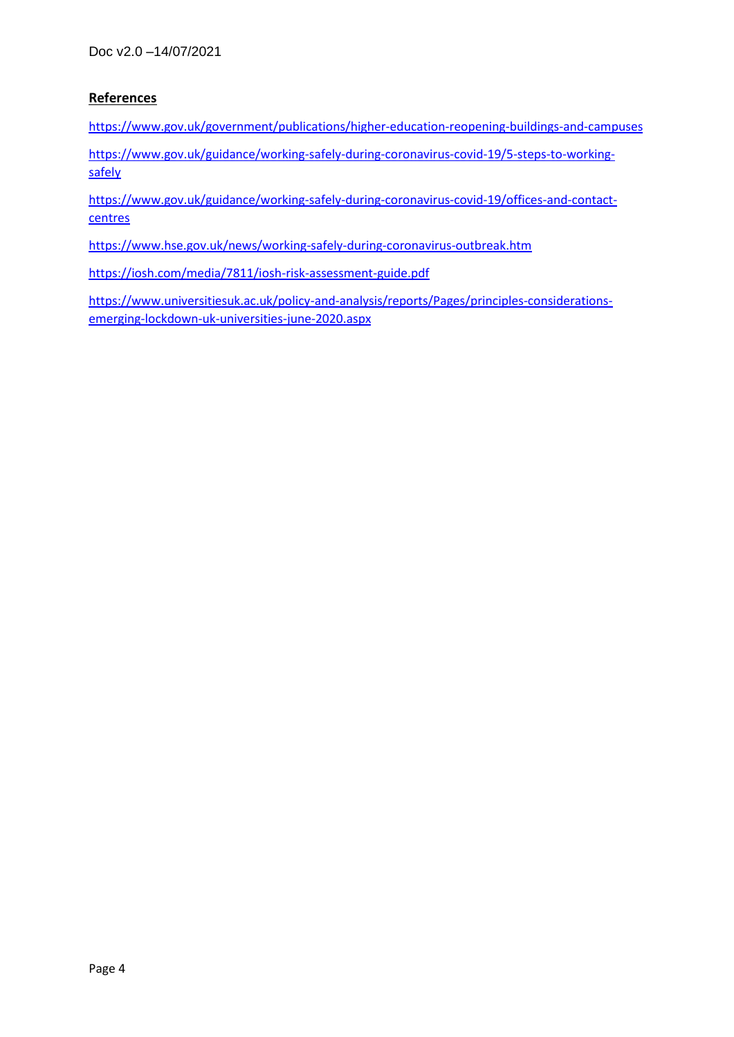**References**

https://www.gov.uk/government/publications/higher-education-reopening-buildings-and-campuses

https://www.gov.uk/guidance/working-safely-during-coronavirus-covid-19/5-steps-to-working-safely

https://www.gov.uk/guidance/working-safely-during-coronavirus-covid-19/offices-and-contact-centres

https://www.hse.gov.uk/news/working-safely-during-coronavirus-outbreak.htm

https://iosh.com/media/7811/iosh-risk-assessment-guide.pdf

https://www.universitiesuk.ac.uk/policy-and-analysis/reports/Pages/principles-considerations-emerging-lockdown-uk-universities-june-2020.aspx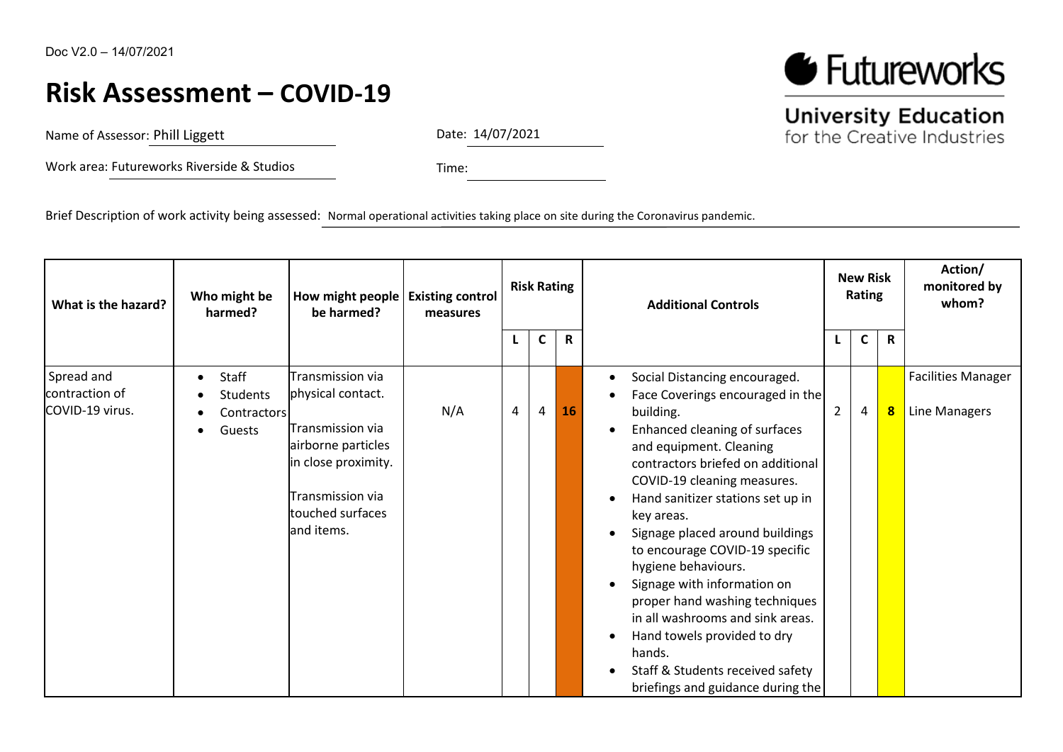Doc V2.0 – 14/07/2021

# Risk Assessment – COVID-19

Futureworks
University Education
for the Creative Industries

Name of Assessor: Phill Liggett

Date: 14/07/2021

Work area: Futureworks Riverside & Studios

Time:

Brief Description of work activity being assessed: Normal operational activities taking place on site during the Coronavirus pandemic.

| What is the hazard? | Who might be harmed? | How might people be harmed? | Existing control measures | Risk Rating | | | Additional Controls | New Risk Rating | | | Action/ monitored by whom? |
|---|---|---|---|---|---|---|---|---|---|---|---|
| | | | | L | C | R | | L | C | R | |
| Spread and contraction of COVID-19 virus. | • Staff<br>• Students<br>• Contractors<br>• Guests | Transmission via physical contact.<br><br>Transmission via airborne particles in close proximity.<br><br>Transmission via touched surfaces and items. | N/A | 4 | 4 | **16** | • Social Distancing encouraged.<br>• Face Coverings encouraged in the building.<br>• Enhanced cleaning of surfaces and equipment. Cleaning contractors briefed on additional COVID-19 cleaning measures.<br>• Hand sanitizer stations set up in key areas.<br>• Signage placed around buildings to encourage COVID-19 specific hygiene behaviours.<br>• Signage with information on proper hand washing techniques in all washrooms and sink areas.<br>• Hand towels provided to dry hands.<br>• Staff & Students received safety briefings and guidance during the | 2 | 4 | **8** | Facilities Manager<br><br>Line Managers |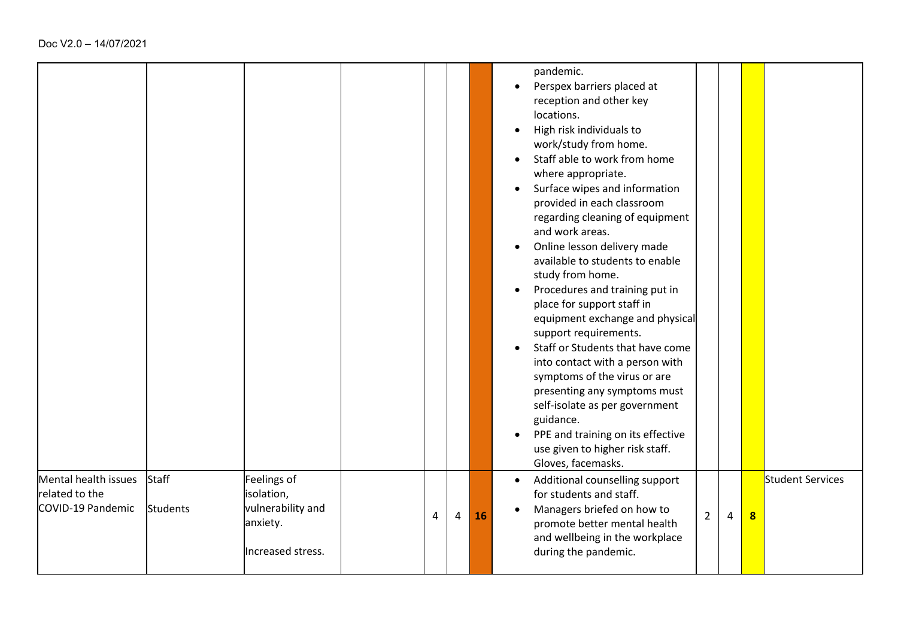Doc V2.0 – 14/07/2021

| | | | | | | | | | | | |
|---|---|---|---|---|---|---|---|---|---|---|---|
| | | | | | | | pandemic.<br>• Perspex barriers placed at reception and other key locations.<br>• High risk individuals to work/study from home.<br>• Staff able to work from home where appropriate.<br>• Surface wipes and information provided in each classroom regarding cleaning of equipment and work areas.<br>• Online lesson delivery made available to students to enable study from home.<br>• Procedures and training put in place for support staff in equipment exchange and physical support requirements.<br>• Staff or Students that have come into contact with a person with symptoms of the virus or are presenting any symptoms must self-isolate as per government guidance.<br>• PPE and training on its effective use given to higher risk staff. Gloves, facemasks. | | | | |
| Mental health issues related to the COVID-19 Pandemic | Staff<br><br>Students | Feelings of isolation, vulnerability and anxiety.<br><br>Increased stress. | | 4 | 4 | **16** | • Additional counselling support for students and staff.<br>• Managers briefed on how to promote better mental health and wellbeing in the workplace during the pandemic. | 2 | 4 | **8** | Student Services |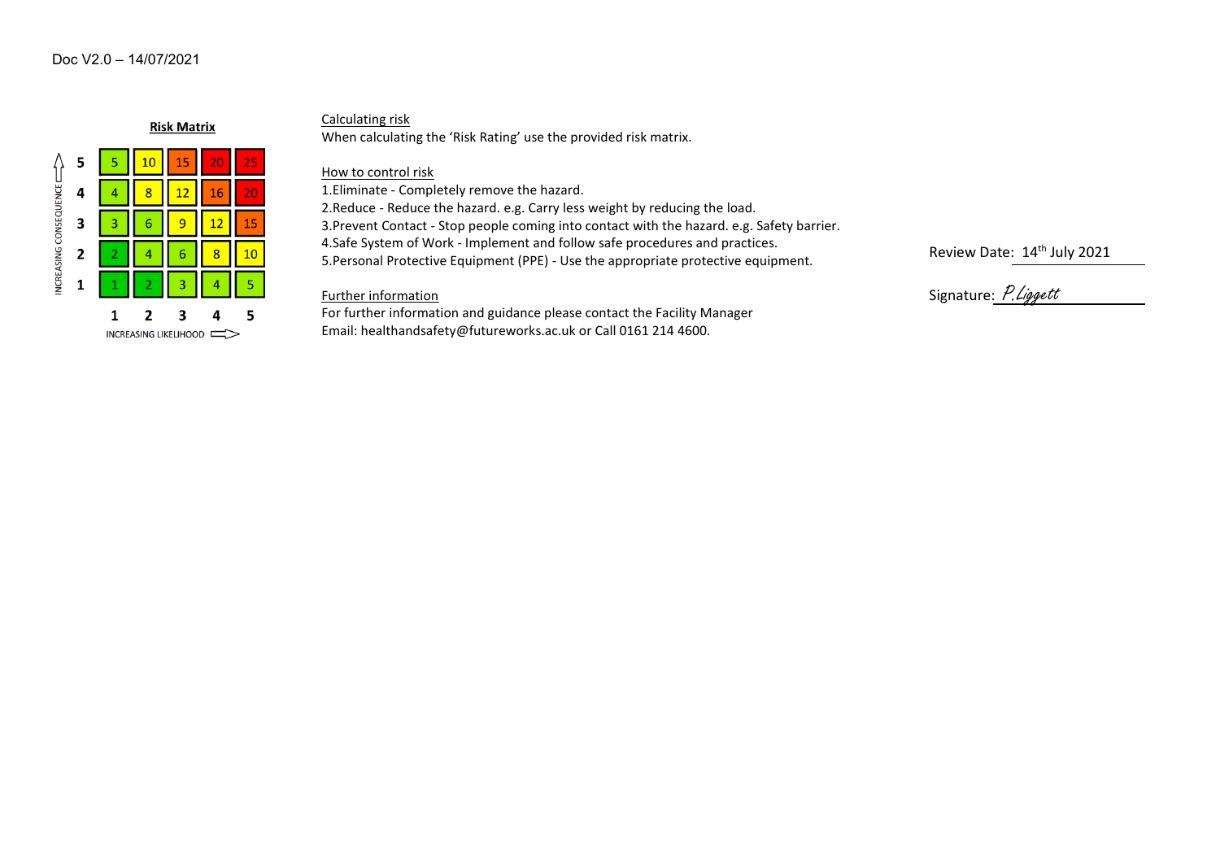**Risk Matrix**

| INCREASING CONSEQUENCE | | | | | |
|---|---|---|---|---|---|
| 5 | 5 | 10 | 15 | 20 | 25 |
| 4 | 4 | 8 | 12 | 16 | 20 |
| 3 | 3 | 6 | 9 | 12 | 15 |
| 2 | 2 | 4 | 6 | 8 | 10 |
| 1 | 1 | 2 | 3 | 4 | 5 |
| | 1 | 2 | 3 | 4 | 5 |

INCREASING LIKELIHOOD

Calculating risk

When calculating the 'Risk Rating' use the provided risk matrix.

How to control risk

1.Eliminate - Completely remove the hazard.
2.Reduce - Reduce the hazard. e.g. Carry less weight by reducing the load.
3.Prevent Contact - Stop people coming into contact with the hazard. e.g. Safety barrier.
4.Safe System of Work - Implement and follow safe procedures and practices.
5.Personal Protective Equipment (PPE) - Use the appropriate protective equipment.

Further information

For further information and guidance please contact the Facility Manager
Email: healthandsafety@futureworks.ac.uk or Call 0161 214 4600.

Review Date: 14th July 2021

Signature: P.Liggett